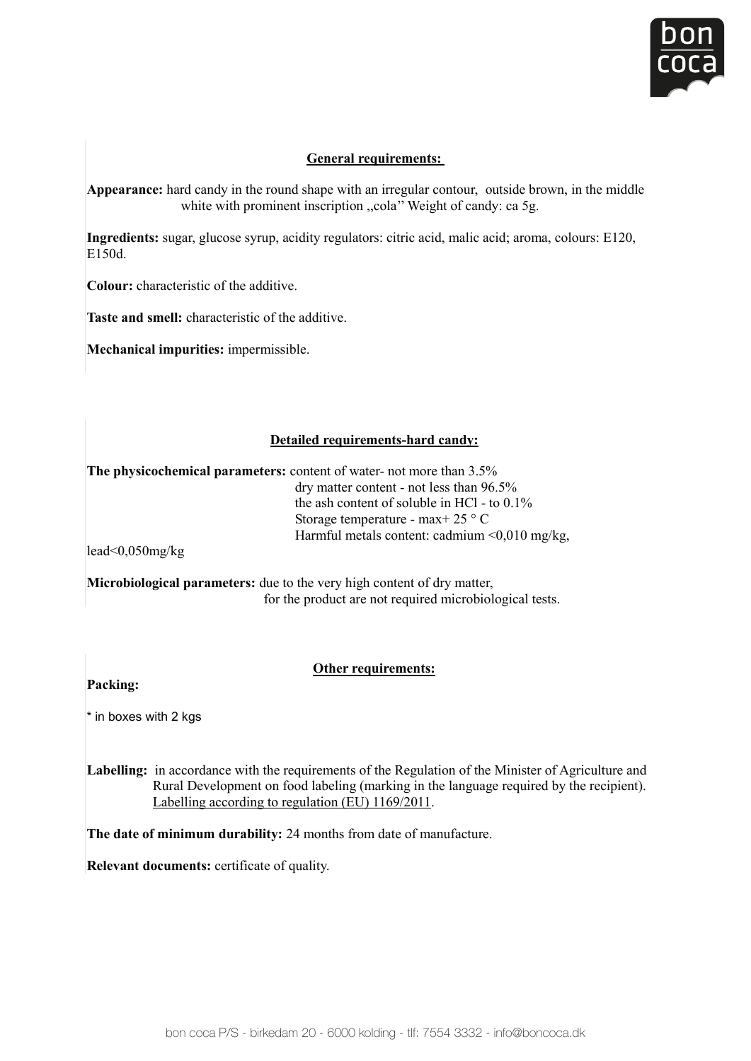## General requirements:

**Appearance:** hard candy in the round shape with an irregular contour, outside brown, in the middle white with prominent inscription „cola'' Weight of candy: ca 5g.

**Ingredients:** sugar, glucose syrup, acidity regulators: citric acid, malic acid; aroma, colours: E120, E150d.

**Colour:** characteristic of the additive.

**Taste and smell:** characteristic of the additive.

**Mechanical impurities:** impermissible.

## Detailed requirements-hard candy:

**The physicochemical parameters:** content of water- not more than 3.5%
dry matter content - not less than 96.5%
the ash content of soluble in HCl - to 0.1%
Storage temperature - max+ 25 ° C
Harmful metals content: cadmium <0,010 mg/kg, lead<0,050mg/kg

**Microbiological parameters:** due to the very high content of dry matter, for the product are not required microbiological tests.

## Other requirements:

**Packing:**

* in boxes with 2 kgs

**Labelling:** in accordance with the requirements of the Regulation of the Minister of Agriculture and Rural Development on food labeling (marking in the language required by the recipient). Labelling according to regulation (EU) 1169/2011.

**The date of minimum durability:** 24 months from date of manufacture.

**Relevant documents:** certificate of quality.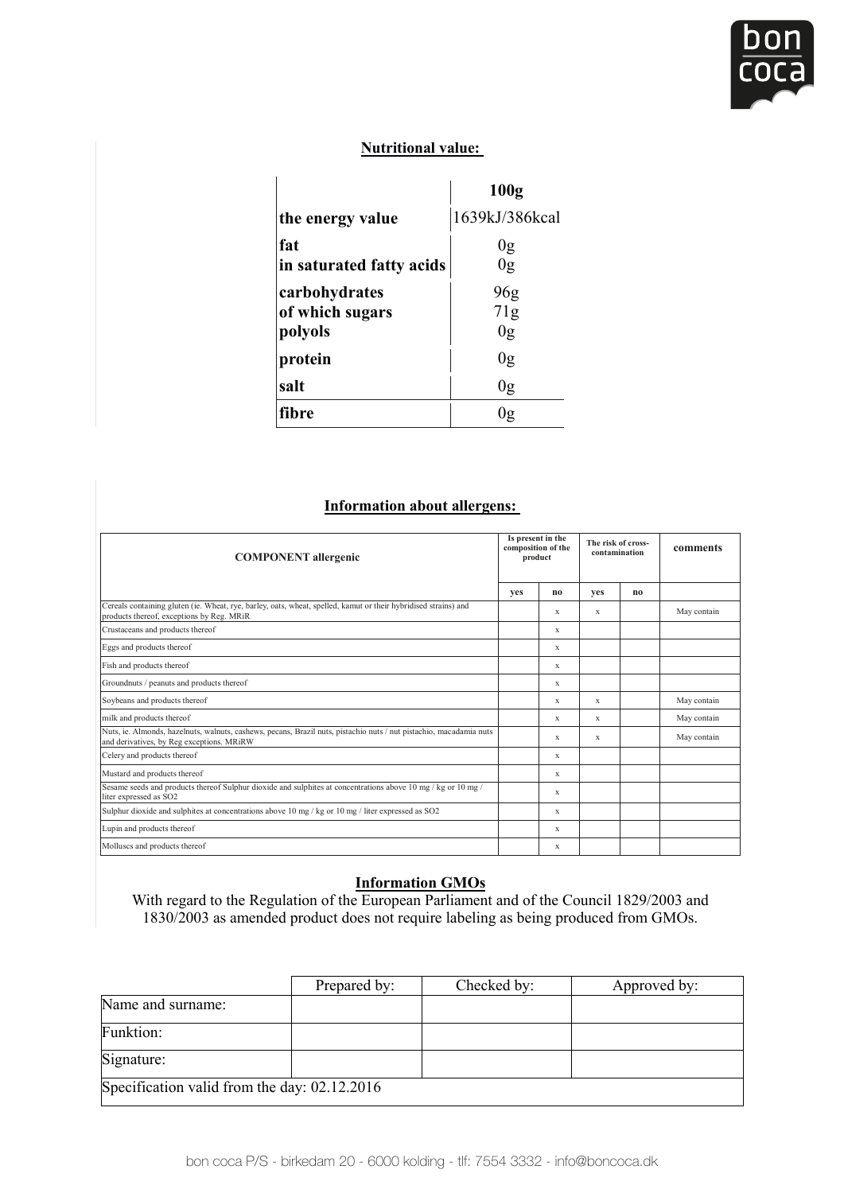## Nutritional value:

| | 100g |
|---|---|
| **the energy value** | 1639kJ/386kcal |
| **fat** | 0g |
| **in saturated fatty acids** | 0g |
| **carbohydrates** | 96g |
| **of which sugars** | 71g |
| **polyols** | 0g |
| **protein** | 0g |
| **salt** | 0g |
| **fibre** | 0g |

## Information about allergens:

| COMPONENT allergenic | Is present in the composition of the product | | The risk of cross-contamination | | comments |
|---|---|---|---|---|---|
| | yes | no | yes | no | |
| Cereals containing gluten (ie. Wheat, rye, barley, oats, wheat, spelled, kamut or their hybridised strains) and products thereof, exceptions by Reg. MRiR | | x | x | | May contain |
| Crustaceans and products thereof | | x | | | |
| Eggs and products thereof | | x | | | |
| Fish and products thereof | | x | | | |
| Groundnuts / peanuts and products thereof | | x | | | |
| Soybeans and products thereof | | x | x | | May contain |
| milk and products thereof | | x | x | | May contain |
| Nuts, ie. Almonds, hazelnuts, walnuts, cashews, pecans, Brazil nuts, pistachio nuts / nut pistachio, macadamia nuts and derivatives, by Reg exceptions. MRiRW | | x | x | | May contain |
| Celery and products thereof | | x | | | |
| Mustard and products thereof | | x | | | |
| Sesame seeds and products thereof Sulphur dioxide and sulphites at concentrations above 10 mg / kg or 10 mg / liter expressed as SO2 | | x | | | |
| Sulphur dioxide and sulphites at concentrations above 10 mg / kg or 10 mg / liter expressed as SO2 | | x | | | |
| Lupin and products thereof | | x | | | |
| Molluscs and products thereof | | x | | | |

## Information GMOs

With regard to the Regulation of the European Parliament and of the Council 1829/2003 and 1830/2003 as amended product does not require labeling as being produced from GMOs.

| | Prepared by: | Checked by: | Approved by: |
|---|---|---|---|
| Name and surname: | | | |
| Funktion: | | | |
| Signature: | | | |
| Specification valid from the day: 02.12.2016 | | | |

bon coca P/S - birkedam 20 - 6000 kolding - tlf: 7554 3332 - info@boncoca.dk